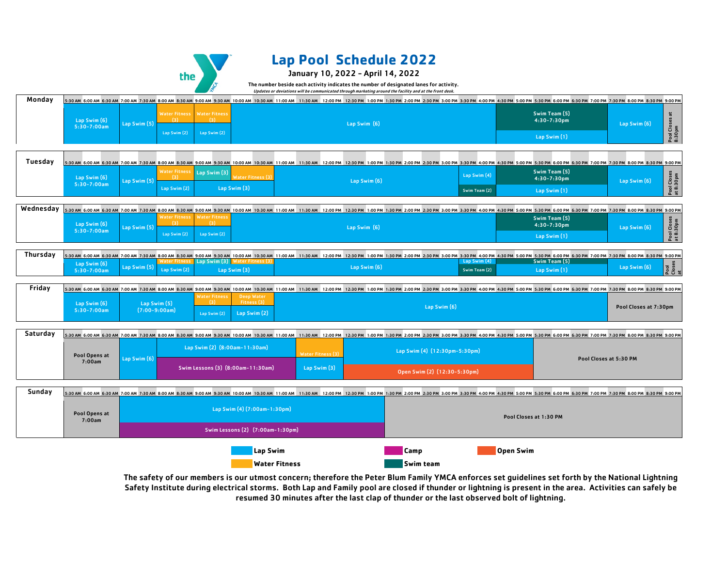# Lap Pool Schedule 2022

## January 10, 2022 – April 14, 2022

The number beside each activity indicates the number of designated lanes for activity.

*Updates or deviations will be communicated through marketing around the facility and at the front desk.*

## Monday

| Time | Activity |
|---|---|
| 5:30–7:00 AM | Lap Swim (6) 5:30-7:00am |
| 7:00–8:00 AM | Lap Swim (5) |
| 8:00–9:00 AM | Water Fitness (3) / Lap Swim (2) |
| 9:00–10:00 AM | Water Fitness (3) / Lap Swim (2) |
| 10:00 AM–4:30 PM | Lap Swim (6) |
| 4:30–7:30 PM | Swim Team (5) 4:30-7:30pm / Lap Swim (1) |
| 7:30–8:30 PM | Lap Swim (6) |
| 8:30 PM | Pool Closes at 8:30pm |

## Tuesday

| Time | Activity |
|---|---|
| 5:30–7:00 AM | Lap Swim (6) 5:30-7:00am |
| 7:00–8:00 AM | Lap Swim (5) |
| 8:00–9:00 AM | Water Fitness (3) / Lap Swim (2) |
| 9:00–10:00 AM | Lap Swim (3) / Lap Swim (3) |
| 10:00–11:00 AM | Water Fitness (3) / Lap Swim (3) |
| 11:00 AM–3:30 PM | Lap Swim (6) |
| 3:30–4:30 PM | Lap Swim (4) / Swim Team (2) |
| 4:30–7:30 PM | Swim Team (5) 4:30-7:30pm / Lap Swim (1) |
| 7:30–8:30 PM | Lap Swim (6) |
| 8:30 PM | Pool Closes at 8:30pm |

## Wednesday

| Time | Activity |
|---|---|
| 5:30–7:00 AM | Lap Swim (6) 5:30-7:00am |
| 7:00–8:00 AM | Lap Swim (5) |
| 8:00–9:00 AM | Water Fitness (3) / Lap Swim (2) |
| 9:00–10:00 AM | Water Fitness (3) / Lap Swim (2) |
| 10:00 AM–4:30 PM | Lap Swim (6) |
| 4:30–7:30 PM | Swim Team (5) 4:30-7:30pm / Lap Swim (1) |
| 7:30–8:30 PM | Lap Swim (6) |
| 8:30 PM | Pool Closes at 8:30pm |

## Thursday

| Time | Activity |
|---|---|
| 5:30–7:00 AM | Lap Swim (6) 5:30-7:00am |
| 7:00–8:00 AM | Lap Swim (5) |
| 8:00–9:00 AM | Water Fitness / Lap Swim (2) |
| 9:00–10:00 AM | Lap Swim (3) / Lap Swim (3) |
| 10:00–11:00 AM | Water Fitness (3) / Lap Swim (3) |
| 11:00 AM–3:30 PM | Lap Swim (6) |
| 3:30–4:30 PM | Lap Swim (4) / Swim Team (2) |
| 4:30–7:30 PM | Swim Team (5) / Lap Swim (1) |
| 7:30–8:30 PM | Lap Swim (6) |
| 8:30 PM | Pool Closes at |

## Friday

| Time | Activity |
|---|---|
| 5:30–7:00 AM | Lap Swim (6) 5:30-7:00am |
| 7:00–9:00 AM | Lap Swim (5) (7:00-9:00am) |
| 9:00–10:00 AM | Water Fitness (3) / Lap Swim (2) |
| 10:00–11:00 AM | Deep Water Fitness (3) / Lap Swim (2) |
| 11:00 AM–7:30 PM | Lap Swim (6) |
| 7:30 PM | Pool Closes at 7:30pm |

## Saturday

| Time | Activity |
|---|---|
| Before 7:00 AM | Pool Opens at 7:00am |
| 7:00–8:00 AM | Lap Swim (6) |
| 8:00–11:30 AM | Lap Swim (2) (8:00am-11:30am) / Swim Lessons (3) (8:00am-11:30am) |
| 11:30 AM–12:30 PM | Water Fitness (3) / Lap Swim (3) |
| 12:30–5:30 PM | Lap Swim (4) (12:30pm-5:30pm) / Open Swim (2) (12:30-5:30pm) |
| 5:30 PM | Pool Closes at 5:30 PM |

## Sunday

| Time | Activity |
|---|---|
| Before 7:00 AM | Pool Opens at 7:00am |
| 7:00 AM–1:30 PM | Lap Swim (4) (7:00am-1:30pm) / Swim Lessons (2) (7:00am-1:30pm) |
| 1:30 PM | Pool Closes at 1:30 PM |

**Legend:** Lap Swim · Water Fitness · Camp · Swim team · Open Swim

**The safety of our members is our utmost concern; therefore the Peter Blum Family YMCA enforces set guidelines set forth by the National Lightning Safety Institute during electrical storms. Both Lap and Family pool are closed if thunder or lightning is present in the area. Activities can safely be resumed 30 minutes after the last clap of thunder or the last observed bolt of lightning.**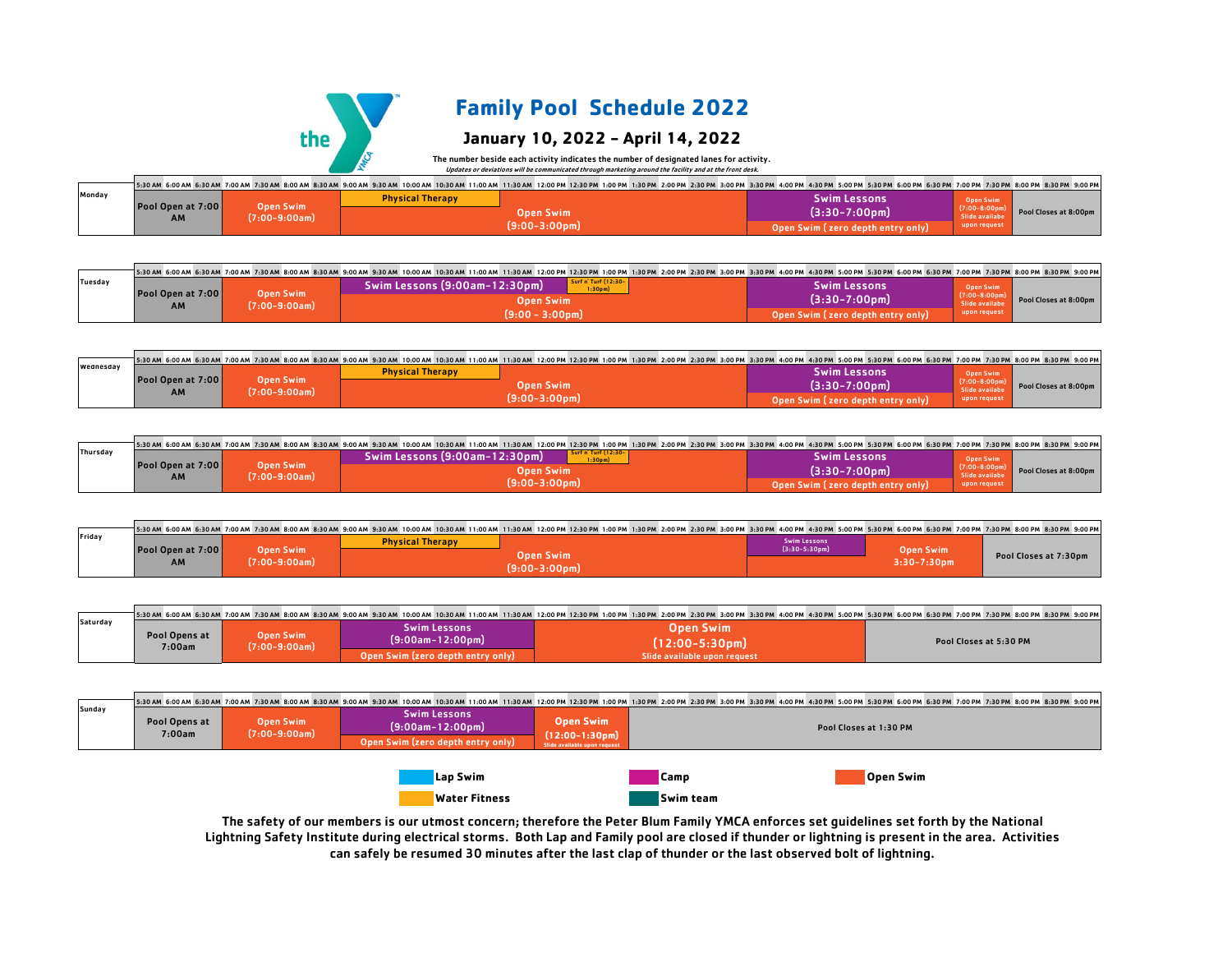# Family Pool Schedule 2022

## January 10, 2022 - April 14, 2022

**The number beside each activity indicates the number of designated lanes for activity.**

*Updates or deviations will be communicated through marketing around the facility and at the front desk.*

| Day | 5:30 AM – 7:00 AM | 7:00 AM – 9:00 AM | 9:00 AM – 3:00 PM | 3:30 PM – 7:00 PM | 7:00 PM – 8:00 PM | 8:00 PM – 9:00 PM |
|---|---|---|---|---|---|---|
| Monday | Pool Open at 7:00 AM | Open Swim (7:00-9:00am) | Physical Therapy (9:00-10:30am); Open Swim (9:00-3:00pm) | Swim Lessons (3:30-7:00pm); Open Swim ( zero depth entry only) | Open Swim (7:00-8:00pm) Slide availabe upon request | Pool Closes at 8:00pm |
| Tuesday | Pool Open at 7:00 AM | Open Swim (7:00-9:00am) | Swim Lessons (9:00am-12:30pm); Surf n' Turf (12:30-1:30pm); Open Swim (9:00 - 3:00pm) | Swim Lessons (3:30-7:00pm); Open Swim ( zero depth entry only) | Open Swim (7:00-8:00pm) Slide availabe upon request | Pool Closes at 8:00pm |
| Wednesday | Pool Open at 7:00 AM | Open Swim (7:00-9:00am) | Physical Therapy (9:00-10:30am); Open Swim (9:00-3:00pm) | Swim Lessons (3:30-7:00pm); Open Swim ( zero depth entry only) | Open Swim (7:00-8:00pm) Slide availabe upon request | Pool Closes at 8:00pm |
| Thursday | Pool Open at 7:00 AM | Open Swim (7:00-9:00am) | Swim Lessons (9:00am-12:30pm); Surf n' Turf (12:30-1:30pm); Open Swim (9:00-3:00pm) | Swim Lessons (3:30-7:00pm); Open Swim ( zero depth entry only) | Open Swim (7:00-8:00pm) Slide availabe upon request | Pool Closes at 8:00pm |
| Friday | Pool Open at 7:00 AM | Open Swim (7:00-9:00am) | Physical Therapy (9:00-10:30am); Open Swim (9:00-3:00pm) | Swim Lessons (3:30-5:30pm); Open Swim 3:30-7:30pm | Open Swim 3:30-7:30pm | Pool Closes at 7:30pm |
| Saturday | Pool Opens at 7:00am | Open Swim (7:00-9:00am) | Swim Lessons (9:00am-12:00pm); Open Swim (zero depth entry only); Open Swim (12:00-5:30pm) Slide available upon request | Open Swim (12:00-5:30pm); Pool Closes at 5:30 PM | Pool Closes at 5:30 PM | Pool Closes at 5:30 PM |
| Sunday | Pool Opens at 7:00am | Open Swim (7:00-9:00am) | Swim Lessons (9:00am-12:00pm); Open Swim (zero depth entry only); Open Swim (12:00-1:30pm) Slide available upon request; Pool Closes at 1:30 PM | Pool Closes at 1:30 PM | Pool Closes at 1:30 PM | Pool Closes at 1:30 PM |

Lap Swim | Camp | Open Swim | Water Fitness | Swim team

**The safety of our members is our utmost concern; therefore the Peter Blum Family YMCA enforces set guidelines set forth by the National Lightning Safety Institute during electrical storms. Both Lap and Family pool are closed if thunder or lightning is present in the area. Activities can safely be resumed 30 minutes after the last clap of thunder or the last observed bolt of lightning.**